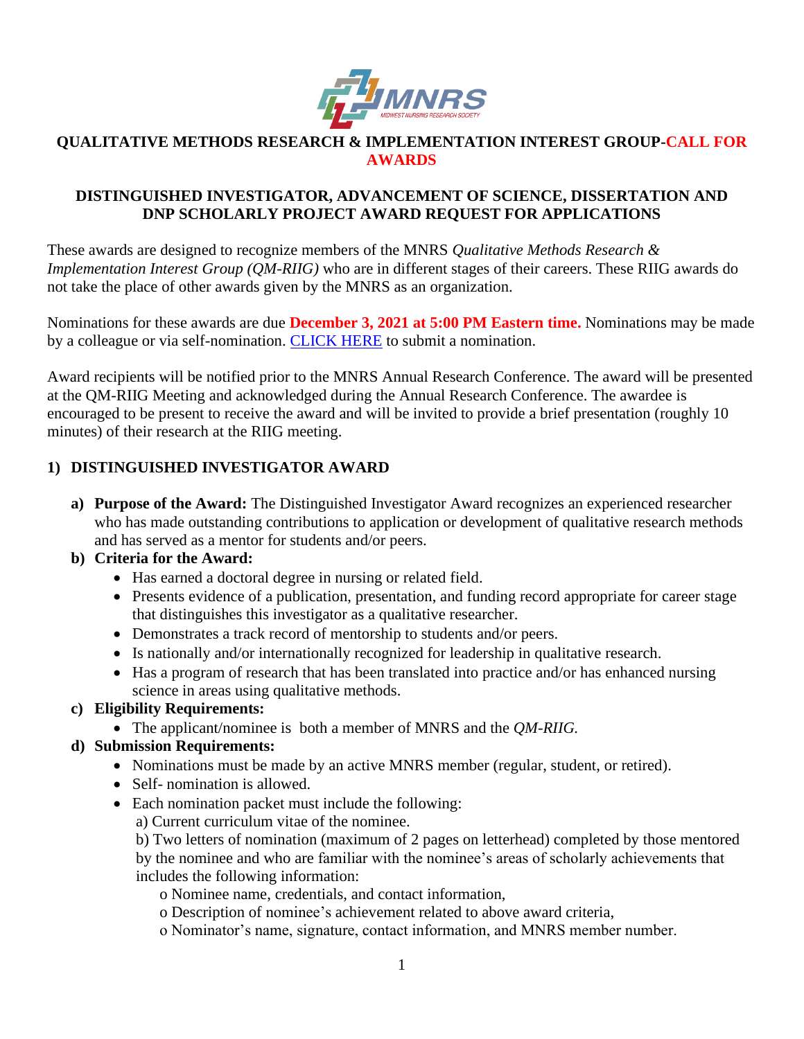# QUALITATIVE METHODS RESEARCH & IMPLEMENTATION INTEREST GROUP-CALL FOR AWARDS

## DISTINGUISHED INVESTIGATOR, ADVANCEMENT OF SCIENCE, DISSERTATION AND DNP SCHOLARLY PROJECT AWARD REQUEST FOR APPLICATIONS

These awards are designed to recognize members of the MNRS *Qualitative Methods Research & Implementation Interest Group (QM-RIIG)* who are in different stages of their careers. These RIIG awards do not take the place of other awards given by the MNRS as an organization.

Nominations for these awards are due **December 3, 2021 at 5:00 PM Eastern time.** Nominations may be made by a colleague or via self-nomination. CLICK HERE to submit a nomination.

Award recipients will be notified prior to the MNRS Annual Research Conference. The award will be presented at the QM-RIIG Meeting and acknowledged during the Annual Research Conference. The awardee is encouraged to be present to receive the award and will be invited to provide a brief presentation (roughly 10 minutes) of their research at the RIIG meeting.

### 1) DISTINGUISHED INVESTIGATOR AWARD

**a) Purpose of the Award:** The Distinguished Investigator Award recognizes an experienced researcher who has made outstanding contributions to application or development of qualitative research methods and has served as a mentor for students and/or peers.

**b) Criteria for the Award:**

- Has earned a doctoral degree in nursing or related field.
- Presents evidence of a publication, presentation, and funding record appropriate for career stage that distinguishes this investigator as a qualitative researcher.
- Demonstrates a track record of mentorship to students and/or peers.
- Is nationally and/or internationally recognized for leadership in qualitative research.
- Has a program of research that has been translated into practice and/or has enhanced nursing science in areas using qualitative methods.

**c) Eligibility Requirements:**

- The applicant/nominee is both a member of MNRS and the *QM-RIIG.*

**d) Submission Requirements:**

- Nominations must be made by an active MNRS member (regular, student, or retired).
- Self- nomination is allowed.
- Each nomination packet must include the following:
  a) Current curriculum vitae of the nominee.
  b) Two letters of nomination (maximum of 2 pages on letterhead) completed by those mentored by the nominee and who are familiar with the nominee's areas of scholarly achievements that includes the following information:
    - o Nominee name, credentials, and contact information,
    - o Description of nominee's achievement related to above award criteria,
    - o Nominator's name, signature, contact information, and MNRS member number.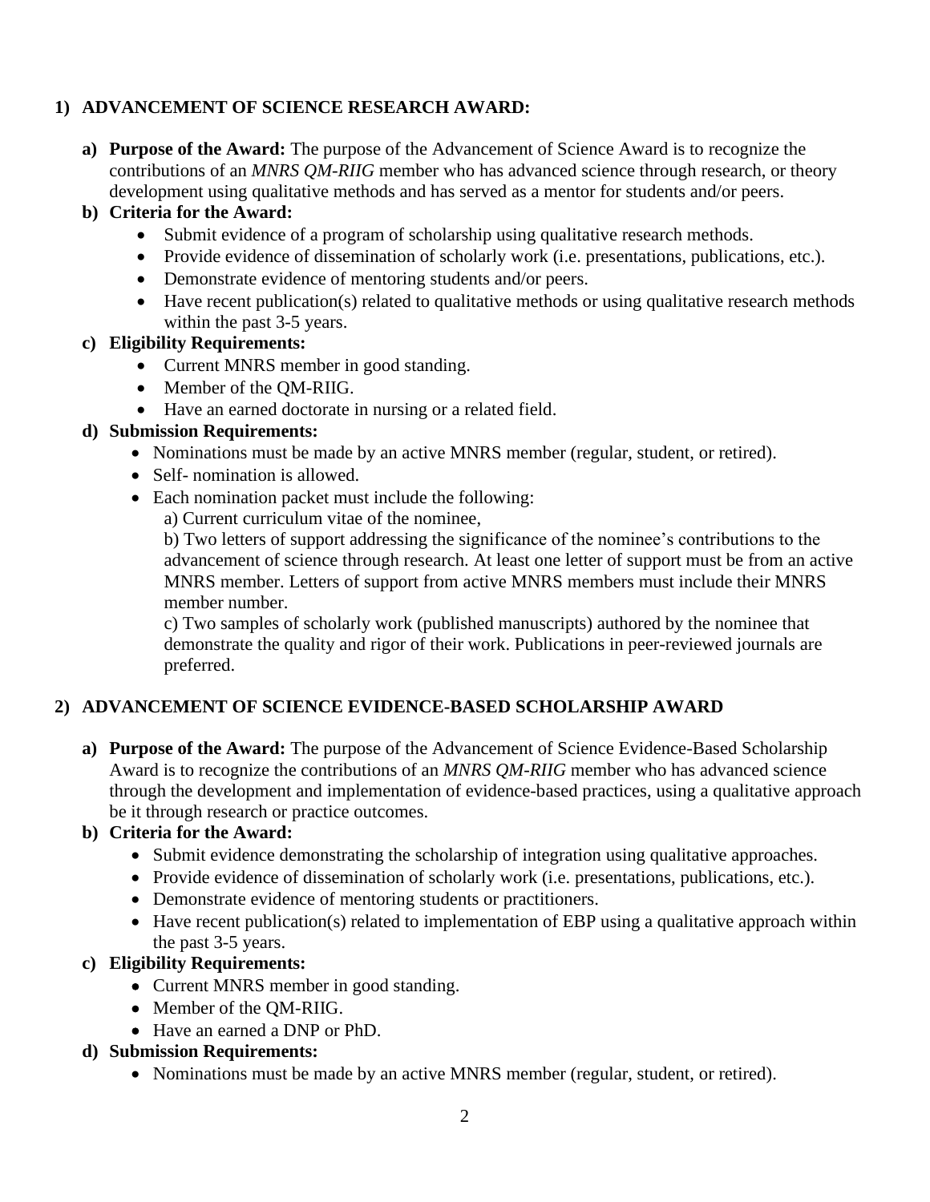## 1) ADVANCEMENT OF SCIENCE RESEARCH AWARD:

**a) Purpose of the Award:** The purpose of the Advancement of Science Award is to recognize the contributions of an *MNRS QM-RIIG* member who has advanced science through research, or theory development using qualitative methods and has served as a mentor for students and/or peers.

**b) Criteria for the Award:**

- Submit evidence of a program of scholarship using qualitative research methods.
- Provide evidence of dissemination of scholarly work (i.e. presentations, publications, etc.).
- Demonstrate evidence of mentoring students and/or peers.
- Have recent publication(s) related to qualitative methods or using qualitative research methods within the past 3-5 years.

**c) Eligibility Requirements:**

- Current MNRS member in good standing.
- Member of the QM-RIIG.
- Have an earned doctorate in nursing or a related field.

**d) Submission Requirements:**

- Nominations must be made by an active MNRS member (regular, student, or retired).
- Self- nomination is allowed.
- Each nomination packet must include the following:
  a) Current curriculum vitae of the nominee,
  b) Two letters of support addressing the significance of the nominee's contributions to the advancement of science through research. At least one letter of support must be from an active MNRS member. Letters of support from active MNRS members must include their MNRS member number.
  c) Two samples of scholarly work (published manuscripts) authored by the nominee that demonstrate the quality and rigor of their work. Publications in peer-reviewed journals are preferred.

## 2) ADVANCEMENT OF SCIENCE EVIDENCE-BASED SCHOLARSHIP AWARD

**a) Purpose of the Award:** The purpose of the Advancement of Science Evidence-Based Scholarship Award is to recognize the contributions of an *MNRS QM-RIIG* member who has advanced science through the development and implementation of evidence-based practices, using a qualitative approach be it through research or practice outcomes.

**b) Criteria for the Award:**

- Submit evidence demonstrating the scholarship of integration using qualitative approaches.
- Provide evidence of dissemination of scholarly work (i.e. presentations, publications, etc.).
- Demonstrate evidence of mentoring students or practitioners.
- Have recent publication(s) related to implementation of EBP using a qualitative approach within the past 3-5 years.

**c) Eligibility Requirements:**

- Current MNRS member in good standing.
- Member of the QM-RIIG.
- Have an earned a DNP or PhD.

**d) Submission Requirements:**

- Nominations must be made by an active MNRS member (regular, student, or retired).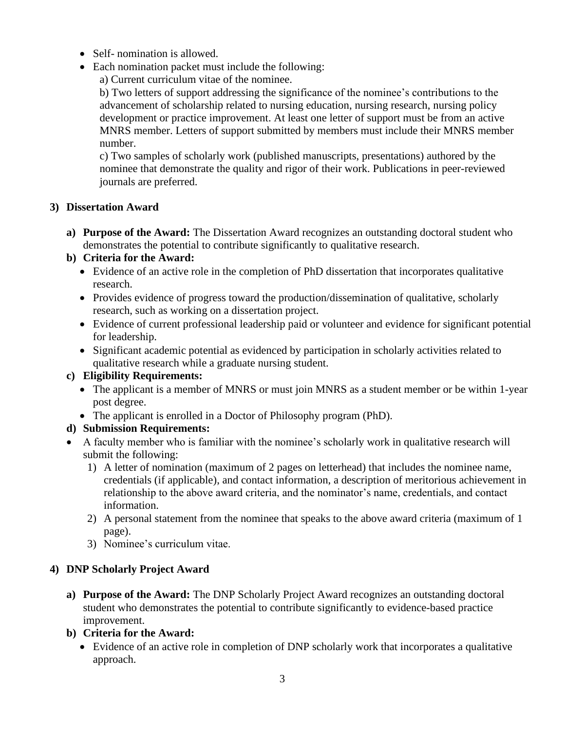- Self- nomination is allowed.
- Each nomination packet must include the following:

  a) Current curriculum vitae of the nominee.

  b) Two letters of support addressing the significance of the nominee's contributions to the advancement of scholarship related to nursing education, nursing research, nursing policy development or practice improvement. At least one letter of support must be from an active MNRS member. Letters of support submitted by members must include their MNRS member number.

  c) Two samples of scholarly work (published manuscripts, presentations) authored by the nominee that demonstrate the quality and rigor of their work. Publications in peer-reviewed journals are preferred.

### 3) Dissertation Award

**a) Purpose of the Award:** The Dissertation Award recognizes an outstanding doctoral student who demonstrates the potential to contribute significantly to qualitative research.

**b) Criteria for the Award:**

- Evidence of an active role in the completion of PhD dissertation that incorporates qualitative research.
- Provides evidence of progress toward the production/dissemination of qualitative, scholarly research, such as working on a dissertation project.
- Evidence of current professional leadership paid or volunteer and evidence for significant potential for leadership.
- Significant academic potential as evidenced by participation in scholarly activities related to qualitative research while a graduate nursing student.

**c) Eligibility Requirements:**

- The applicant is a member of MNRS or must join MNRS as a student member or be within 1-year post degree.
- The applicant is enrolled in a Doctor of Philosophy program (PhD).

**d) Submission Requirements:**

- A faculty member who is familiar with the nominee's scholarly work in qualitative research will submit the following:
  1) A letter of nomination (maximum of 2 pages on letterhead) that includes the nominee name, credentials (if applicable), and contact information, a description of meritorious achievement in relationship to the above award criteria, and the nominator's name, credentials, and contact information.
  2) A personal statement from the nominee that speaks to the above award criteria (maximum of 1 page).
  3) Nominee's curriculum vitae.

### 4) DNP Scholarly Project Award

**a) Purpose of the Award:** The DNP Scholarly Project Award recognizes an outstanding doctoral student who demonstrates the potential to contribute significantly to evidence-based practice improvement.

**b) Criteria for the Award:**

- Evidence of an active role in completion of DNP scholarly work that incorporates a qualitative approach.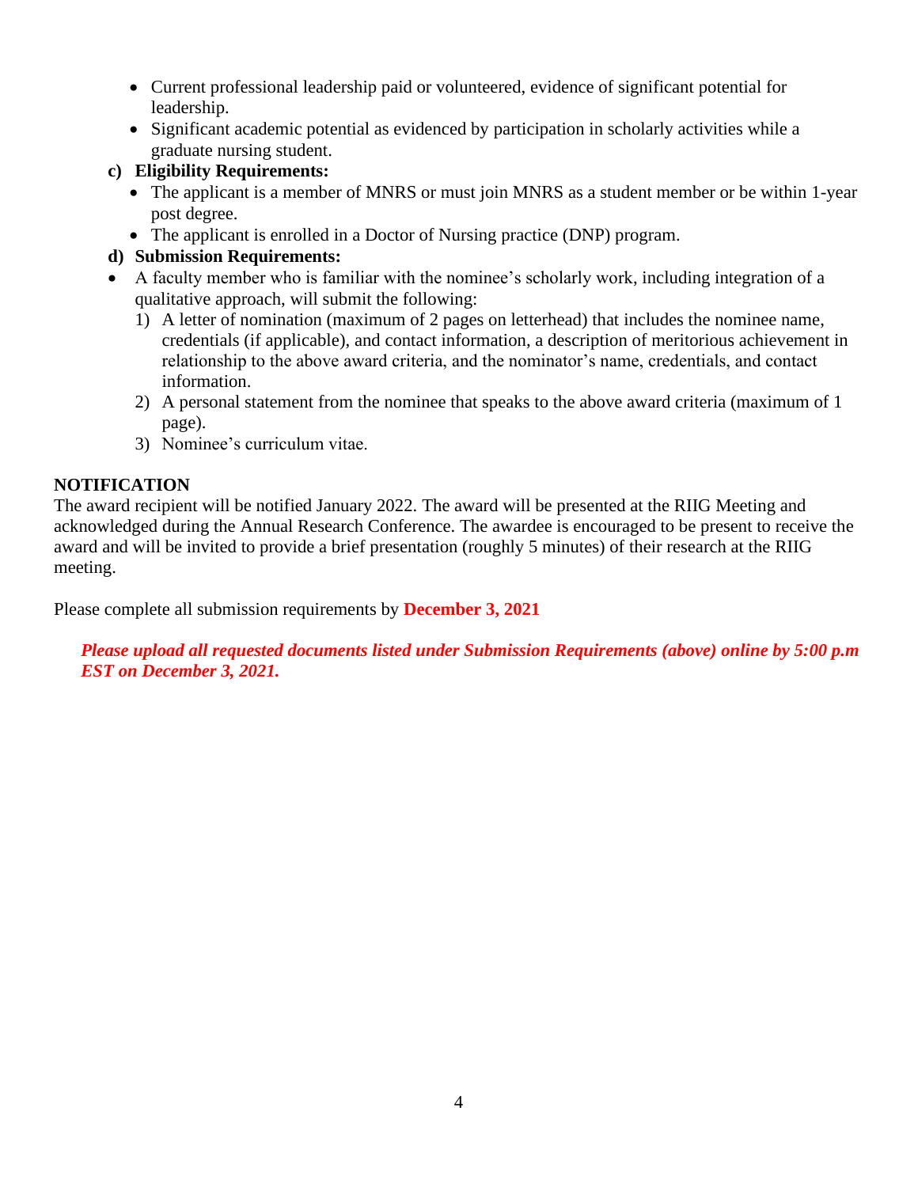- Current professional leadership paid or volunteered, evidence of significant potential for leadership.
- Significant academic potential as evidenced by participation in scholarly activities while a graduate nursing student.

**c) Eligibility Requirements:**

- The applicant is a member of MNRS or must join MNRS as a student member or be within 1-year post degree.
- The applicant is enrolled in a Doctor of Nursing practice (DNP) program.

**d) Submission Requirements:**

- A faculty member who is familiar with the nominee's scholarly work, including integration of a qualitative approach, will submit the following:
  1) A letter of nomination (maximum of 2 pages on letterhead) that includes the nominee name, credentials (if applicable), and contact information, a description of meritorious achievement in relationship to the above award criteria, and the nominator's name, credentials, and contact information.
  2) A personal statement from the nominee that speaks to the above award criteria (maximum of 1 page).
  3) Nominee's curriculum vitae.

**NOTIFICATION**

The award recipient will be notified January 2022. The award will be presented at the RIIG Meeting and acknowledged during the Annual Research Conference. The awardee is encouraged to be present to receive the award and will be invited to provide a brief presentation (roughly 5 minutes) of their research at the RIIG meeting.

Please complete all submission requirements by **December 3, 2021**

***Please upload all requested documents listed under Submission Requirements (above) online by 5:00 p.m EST on December 3, 2021.***